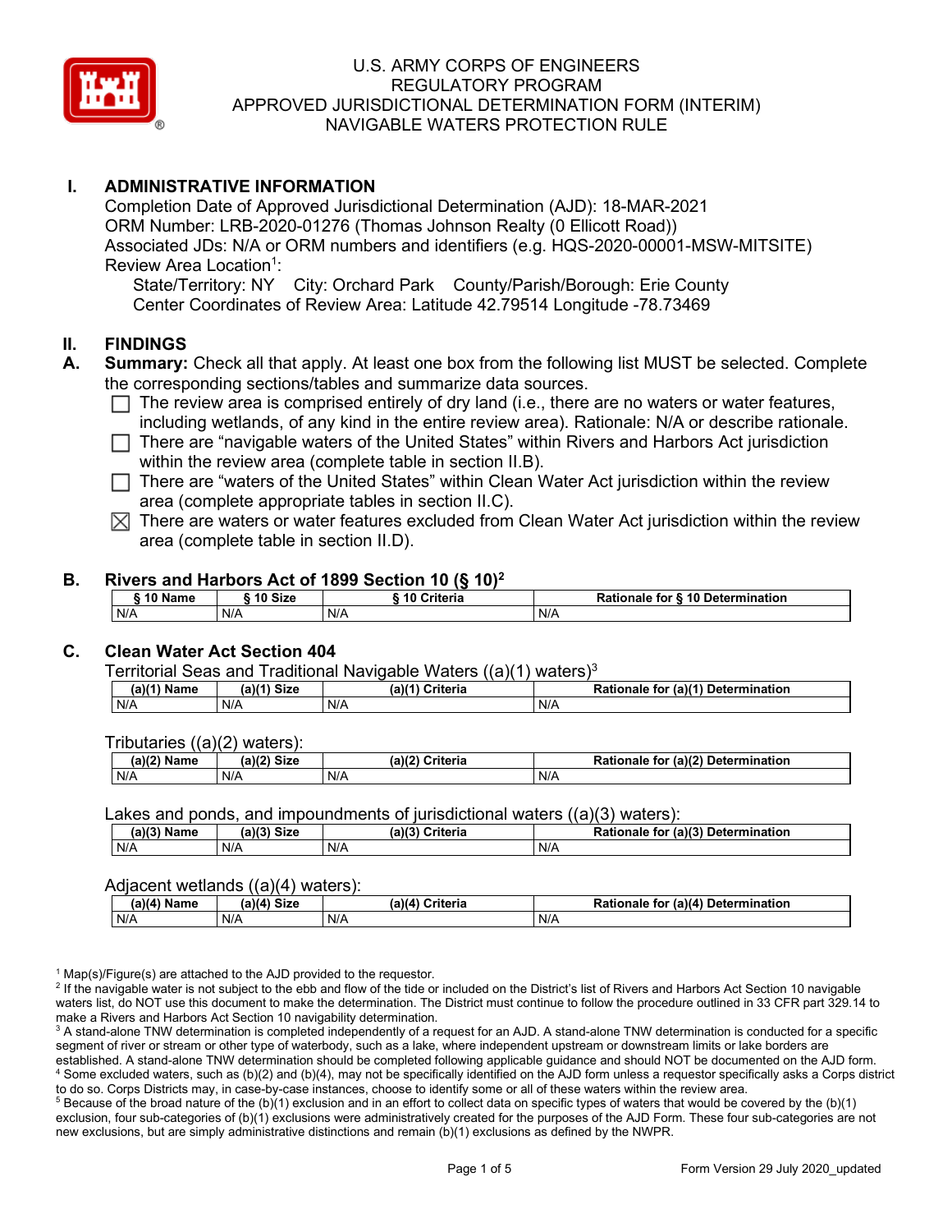# U.S. ARMY CORPS OF ENGINEERS
# REGULATORY PROGRAM
# APPROVED JURISDICTIONAL DETERMINATION FORM (INTERIM)
# NAVIGABLE WATERS PROTECTION RULE

## I. ADMINISTRATIVE INFORMATION

Completion Date of Approved Jurisdictional Determination (AJD): 18-MAR-2021
ORM Number: LRB-2020-01276 (Thomas Johnson Realty (0 Ellicott Road))
Associated JDs: N/A or ORM numbers and identifiers (e.g. HQS-2020-00001-MSW-MITSITE)
Review Area Location[1]:
State/Territory: NY City: Orchard Park County/Parish/Borough: Erie County
Center Coordinates of Review Area: Latitude 42.79514 Longitude -78.73469

## II. FINDINGS

### A. Summary:
Check all that apply. At least one box from the following list MUST be selected. Complete the corresponding sections/tables and summarize data sources.

- ☐ The review area is comprised entirely of dry land (i.e., there are no waters or water features, including wetlands, of any kind in the entire review area). Rationale: N/A or describe rationale.
- ☐ There are "navigable waters of the United States" within Rivers and Harbors Act jurisdiction within the review area (complete table in section II.B).
- ☐ There are "waters of the United States" within Clean Water Act jurisdiction within the review area (complete appropriate tables in section II.C).
- ☒ There are waters or water features excluded from Clean Water Act jurisdiction within the review area (complete table in section II.D).

### B. Rivers and Harbors Act of 1899 Section 10 (§ 10)[2]

| § 10 Name | § 10 Size | § 10 Criteria | Rationale for § 10 Determination |
|---|---|---|---|
| N/A | N/A | N/A | N/A |

### C. Clean Water Act Section 404

Territorial Seas and Traditional Navigable Waters ((a)(1) waters)[3]

| (a)(1) Name | (a)(1) Size | (a)(1) Criteria | Rationale for (a)(1) Determination |
|---|---|---|---|
| N/A | N/A | N/A | N/A |

Tributaries ((a)(2) waters):

| (a)(2) Name | (a)(2) Size | (a)(2) Criteria | Rationale for (a)(2) Determination |
|---|---|---|---|
| N/A | N/A | N/A | N/A |

Lakes and ponds, and impoundments of jurisdictional waters ((a)(3) waters):

| (a)(3) Name | (a)(3) Size | (a)(3) Criteria | Rationale for (a)(3) Determination |
|---|---|---|---|
| N/A | N/A | N/A | N/A |

Adjacent wetlands ((a)(4) waters):

| (a)(4) Name | (a)(4) Size | (a)(4) Criteria | Rationale for (a)(4) Determination |
|---|---|---|---|
| N/A | N/A | N/A | N/A |

[1] Map(s)/Figure(s) are attached to the AJD provided to the requestor.
[2] If the navigable water is not subject to the ebb and flow of the tide or included on the District's list of Rivers and Harbors Act Section 10 navigable waters list, do NOT use this document to make the determination. The District must continue to follow the procedure outlined in 33 CFR part 329.14 to make a Rivers and Harbors Act Section 10 navigability determination.
[3] A stand-alone TNW determination is completed independently of a request for an AJD. A stand-alone TNW determination is conducted for a specific segment of river or stream or other type of waterbody, such as a lake, where independent upstream or downstream limits or lake borders are established. A stand-alone TNW determination should be completed following applicable guidance and should NOT be documented on the AJD form.
[4] Some excluded waters, such as (b)(2) and (b)(4), may not be specifically identified on the AJD form unless a requestor specifically asks a Corps district to do so. Corps Districts may, in case-by-case instances, choose to identify some or all of these waters within the review area.
[5] Because of the broad nature of the (b)(1) exclusion and in an effort to collect data on specific types of waters that would be covered by the (b)(1) exclusion, four sub-categories of (b)(1) exclusions were administratively created for the purposes of the AJD Form. These four sub-categories are not new exclusions, but are simply administrative distinctions and remain (b)(1) exclusions as defined by the NWPR.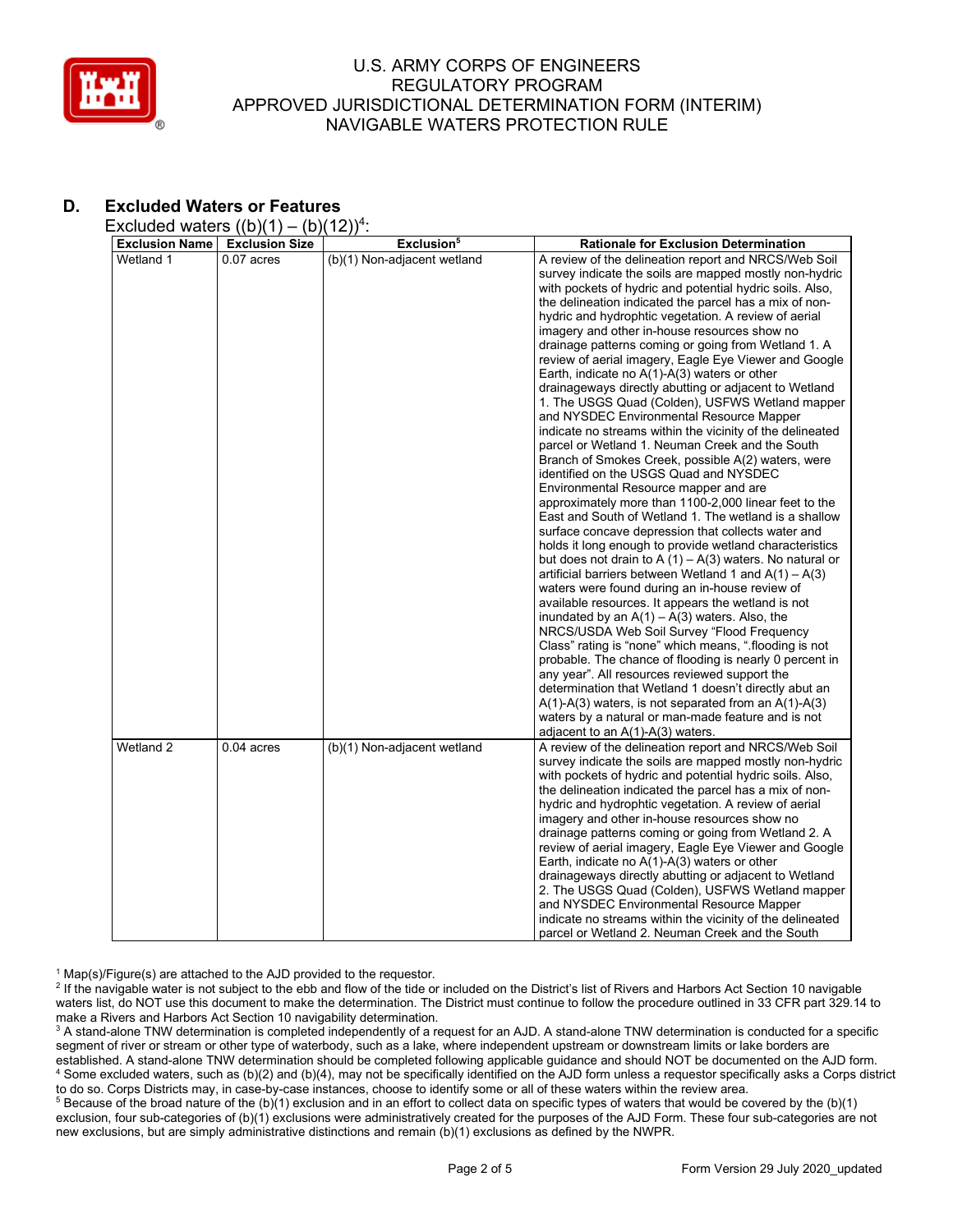## D. Excluded Waters or Features

Excluded waters ((b)(1) – (b)(12))[4]:

| Exclusion Name | Exclusion Size | Exclusion[5] | Rationale for Exclusion Determination |
|---|---|---|---|
| Wetland 1 | 0.07 acres | (b)(1) Non-adjacent wetland | A review of the delineation report and NRCS/Web Soil survey indicate the soils are mapped mostly non-hydric with pockets of hydric and potential hydric soils. Also, the delineation indicated the parcel has a mix of non-hydric and hydrophtic vegetation. A review of aerial imagery and other in-house resources show no drainage patterns coming or going from Wetland 1. A review of aerial imagery, Eagle Eye Viewer and Google Earth, indicate no A(1)-A(3) waters or other drainageways directly abutting or adjacent to Wetland 1. The USGS Quad (Colden), USFWS Wetland mapper and NYSDEC Environmental Resource Mapper indicate no streams within the vicinity of the delineated parcel or Wetland 1. Neuman Creek and the South Branch of Smokes Creek, possible A(2) waters, were identified on the USGS Quad and NYSDEC Environmental Resource mapper and are approximately more than 1100-2,000 linear feet to the East and South of Wetland 1. The wetland is a shallow surface concave depression that collects water and holds it long enough to provide wetland characteristics but does not drain to A (1) – A(3) waters. No natural or artificial barriers between Wetland 1 and A(1) – A(3) waters were found during an in-house review of available resources. It appears the wetland is not inundated by an A(1) – A(3) waters. Also, the NRCS/USDA Web Soil Survey "Flood Frequency Class" rating is "none" which means, ".flooding is not probable. The chance of flooding is nearly 0 percent in any year". All resources reviewed support the determination that Wetland 1 doesn't directly abut an A(1)-A(3) waters, is not separated from an A(1)-A(3) waters by a natural or man-made feature and is not adjacent to an A(1)-A(3) waters. |
| Wetland 2 | 0.04 acres | (b)(1) Non-adjacent wetland | A review of the delineation report and NRCS/Web Soil survey indicate the soils are mapped mostly non-hydric with pockets of hydric and potential hydric soils. Also, the delineation indicated the parcel has a mix of non-hydric and hydrophtic vegetation. A review of aerial imagery and other in-house resources show no drainage patterns coming or going from Wetland 2. A review of aerial imagery, Eagle Eye Viewer and Google Earth, indicate no A(1)-A(3) waters or other drainageways directly abutting or adjacent to Wetland 2. The USGS Quad (Colden), USFWS Wetland mapper and NYSDEC Environmental Resource Mapper indicate no streams within the vicinity of the delineated parcel or Wetland 2. Neuman Creek and the South |

[1] Map(s)/Figure(s) are attached to the AJD provided to the requestor.

[2] If the navigable water is not subject to the ebb and flow of the tide or included on the District's list of Rivers and Harbors Act Section 10 navigable waters list, do NOT use this document to make the determination. The District must continue to follow the procedure outlined in 33 CFR part 329.14 to make a Rivers and Harbors Act Section 10 navigability determination.

[3] A stand-alone TNW determination is completed independently of a request for an AJD. A stand-alone TNW determination is conducted for a specific segment of river or stream or other type of waterbody, such as a lake, where independent upstream or downstream limits or lake borders are established. A stand-alone TNW determination should be completed following applicable guidance and should NOT be documented on the AJD form.

[4] Some excluded waters, such as (b)(2) and (b)(4), may not be specifically identified on the AJD form unless a requestor specifically asks a Corps district to do so. Corps Districts may, in case-by-case instances, choose to identify some or all of these waters within the review area.

[5] Because of the broad nature of the (b)(1) exclusion and in an effort to collect data on specific types of waters that would be covered by the (b)(1) exclusion, four sub-categories of (b)(1) exclusions were administratively created for the purposes of the AJD Form. These four sub-categories are not new exclusions, but are simply administrative distinctions and remain (b)(1) exclusions as defined by the NWPR.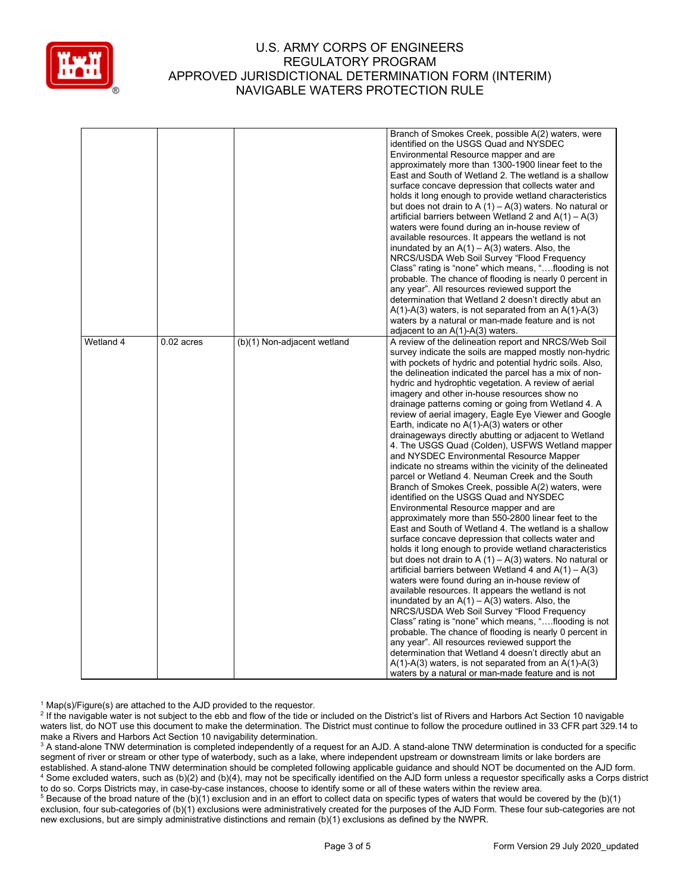| | | | |
|---|---|---|---|
| | | | Branch of Smokes Creek, possible A(2) waters, were identified on the USGS Quad and NYSDEC Environmental Resource mapper and are approximately more than 1300-1900 linear feet to the East and South of Wetland 2. The wetland is a shallow surface concave depression that collects water and holds it long enough to provide wetland characteristics but does not drain to A (1) – A(3) waters. No natural or artificial barriers between Wetland 2 and A(1) – A(3) waters were found during an in-house review of available resources. It appears the wetland is not inundated by an A(1) – A(3) waters. Also, the NRCS/USDA Web Soil Survey "Flood Frequency Class" rating is "none" which means, "….flooding is not probable. The chance of flooding is nearly 0 percent in any year". All resources reviewed support the determination that Wetland 2 doesn't directly abut an A(1)-A(3) waters, is not separated from an A(1)-A(3) waters by a natural or man-made feature and is not adjacent to an A(1)-A(3) waters. |
| Wetland 4 | 0.02 acres | (b)(1) Non-adjacent wetland | A review of the delineation report and NRCS/Web Soil survey indicate the soils are mapped mostly non-hydric with pockets of hydric and potential hydric soils. Also, the delineation indicated the parcel has a mix of non-hydric and hydrophtic vegetation. A review of aerial imagery and other in-house resources show no drainage patterns coming or going from Wetland 4. A review of aerial imagery, Eagle Eye Viewer and Google Earth, indicate no A(1)-A(3) waters or other drainageways directly abutting or adjacent to Wetland 4. The USGS Quad (Colden), USFWS Wetland mapper and NYSDEC Environmental Resource Mapper indicate no streams within the vicinity of the delineated parcel or Wetland 4. Neuman Creek and the South Branch of Smokes Creek, possible A(2) waters, were identified on the USGS Quad and NYSDEC Environmental Resource mapper and are approximately more than 550-2800 linear feet to the East and South of Wetland 4. The wetland is a shallow surface concave depression that collects water and holds it long enough to provide wetland characteristics but does not drain to A (1) – A(3) waters. No natural or artificial barriers between Wetland 4 and A(1) – A(3) waters were found during an in-house review of available resources. It appears the wetland is not inundated by an A(1) – A(3) waters. Also, the NRCS/USDA Web Soil Survey "Flood Frequency Class" rating is "none" which means, "….flooding is not probable. The chance of flooding is nearly 0 percent in any year". All resources reviewed support the determination that Wetland 4 doesn't directly abut an A(1)-A(3) waters, is not separated from an A(1)-A(3) waters by a natural or man-made feature and is not |

[1] Map(s)/Figure(s) are attached to the AJD provided to the requestor.
[2] If the navigable water is not subject to the ebb and flow of the tide or included on the District's list of Rivers and Harbors Act Section 10 navigable waters list, do NOT use this document to make the determination. The District must continue to follow the procedure outlined in 33 CFR part 329.14 to make a Rivers and Harbors Act Section 10 navigability determination.
[3] A stand-alone TNW determination is completed independently of a request for an AJD. A stand-alone TNW determination is conducted for a specific segment of river or stream or other type of waterbody, such as a lake, where independent upstream or downstream limits or lake borders are established. A stand-alone TNW determination should be completed following applicable guidance and should NOT be documented on the AJD form.
[4] Some excluded waters, such as (b)(2) and (b)(4), may not be specifically identified on the AJD form unless a requestor specifically asks a Corps district to do so. Corps Districts may, in case-by-case instances, choose to identify some or all of these waters within the review area.
[5] Because of the broad nature of the (b)(1) exclusion and in an effort to collect data on specific types of waters that would be covered by the (b)(1) exclusion, four sub-categories of (b)(1) exclusions were administratively created for the purposes of the AJD Form. These four sub-categories are not new exclusions, but are simply administrative distinctions and remain (b)(1) exclusions as defined by the NWPR.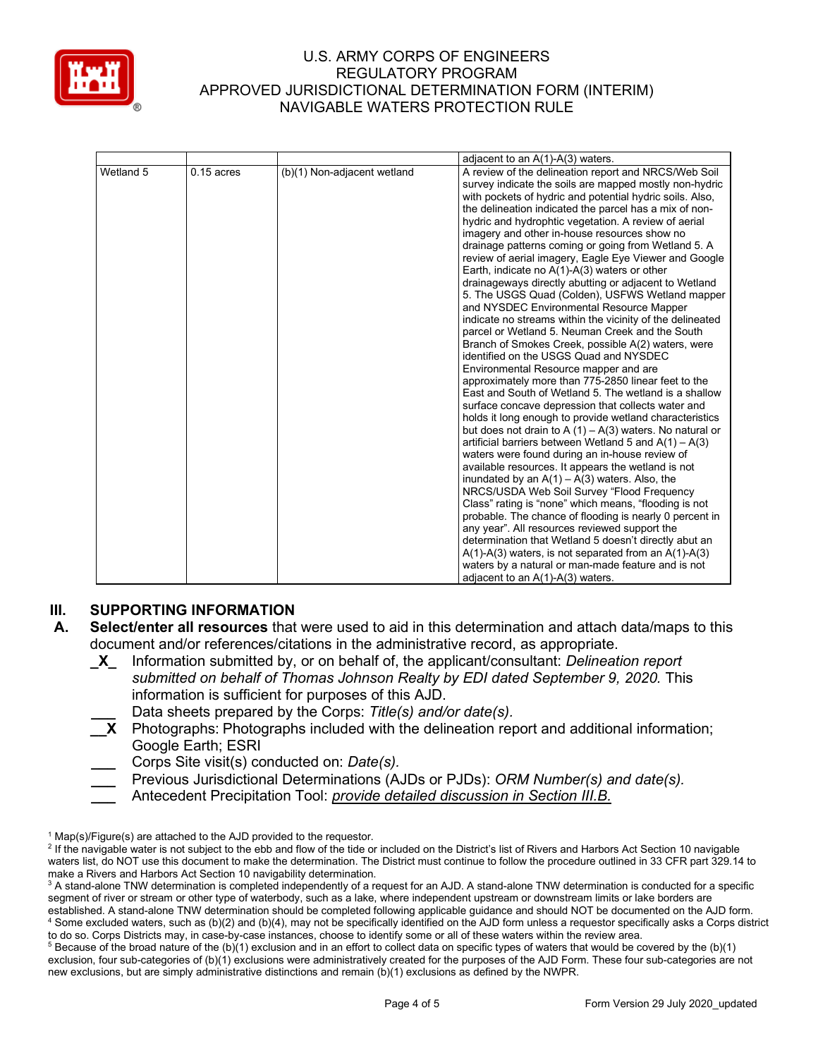| | | | adjacent to an A(1)-A(3) waters. |
|---|---|---|---|
| Wetland 5 | 0.15 acres | (b)(1) Non-adjacent wetland | A review of the delineation report and NRCS/Web Soil survey indicate the soils are mapped mostly non-hydric with pockets of hydric and potential hydric soils. Also, the delineation indicated the parcel has a mix of non-hydric and hydrophtic vegetation. A review of aerial imagery and other in-house resources show no drainage patterns coming or going from Wetland 5. A review of aerial imagery, Eagle Eye Viewer and Google Earth, indicate no A(1)-A(3) waters or other drainageways directly abutting or adjacent to Wetland 5. The USGS Quad (Colden), USFWS Wetland mapper and NYSDEC Environmental Resource Mapper indicate no streams within the vicinity of the delineated parcel or Wetland 5. Neuman Creek and the South Branch of Smokes Creek, possible A(2) waters, were identified on the USGS Quad and NYSDEC Environmental Resource mapper and are approximately more than 775-2850 linear feet to the East and South of Wetland 5. The wetland is a shallow surface concave depression that collects water and holds it long enough to provide wetland characteristics but does not drain to A (1) – A(3) waters. No natural or artificial barriers between Wetland 5 and A(1) – A(3) waters were found during an in-house review of available resources. It appears the wetland is not inundated by an A(1) – A(3) waters. Also, the NRCS/USDA Web Soil Survey "Flood Frequency Class" rating is "none" which means, "flooding is not probable. The chance of flooding is nearly 0 percent in any year". All resources reviewed support the determination that Wetland 5 doesn't directly abut an A(1)-A(3) waters, is not separated from an A(1)-A(3) waters by a natural or man-made feature and is not adjacent to an A(1)-A(3) waters. |

## III. SUPPORTING INFORMATION

**A. Select/enter all resources** that were used to aid in this determination and attach data/maps to this document and/or references/citations in the administrative record, as appropriate.

_X_ Information submitted by, or on behalf of, the applicant/consultant: *Delineation report submitted on behalf of Thomas Johnson Realty by EDI dated September 9, 2020.* This information is sufficient for purposes of this AJD.

___ Data sheets prepared by the Corps: *Title(s) and/or date(s).*

__X Photographs: Photographs included with the delineation report and additional information; Google Earth; ESRI

___ Corps Site visit(s) conducted on: *Date(s).*

___ Previous Jurisdictional Determinations (AJDs or PJDs): *ORM Number(s) and date(s).*

___ Antecedent Precipitation Tool: *provide detailed discussion in Section III.B.*

---

[1] Map(s)/Figure(s) are attached to the AJD provided to the requestor.

[2] If the navigable water is not subject to the ebb and flow of the tide or included on the District's list of Rivers and Harbors Act Section 10 navigable waters list, do NOT use this document to make the determination. The District must continue to follow the procedure outlined in 33 CFR part 329.14 to make a Rivers and Harbors Act Section 10 navigability determination.

[3] A stand-alone TNW determination is completed independently of a request for an AJD. A stand-alone TNW determination is conducted for a specific segment of river or stream or other type of waterbody, such as a lake, where independent upstream or downstream limits or lake borders are established. A stand-alone TNW determination should be completed following applicable guidance and should NOT be documented on the AJD form.

[4] Some excluded waters, such as (b)(2) and (b)(4), may not be specifically identified on the AJD form unless a requestor specifically asks a Corps district to do so. Corps Districts may, in case-by-case instances, choose to identify some or all of these waters within the review area.

[5] Because of the broad nature of the (b)(1) exclusion and in an effort to collect data on specific types of waters that would be covered by the (b)(1) exclusion, four sub-categories of (b)(1) exclusions were administratively created for the purposes of the AJD Form. These four sub-categories are not new exclusions, but are simply administrative distinctions and remain (b)(1) exclusions as defined by the NWPR.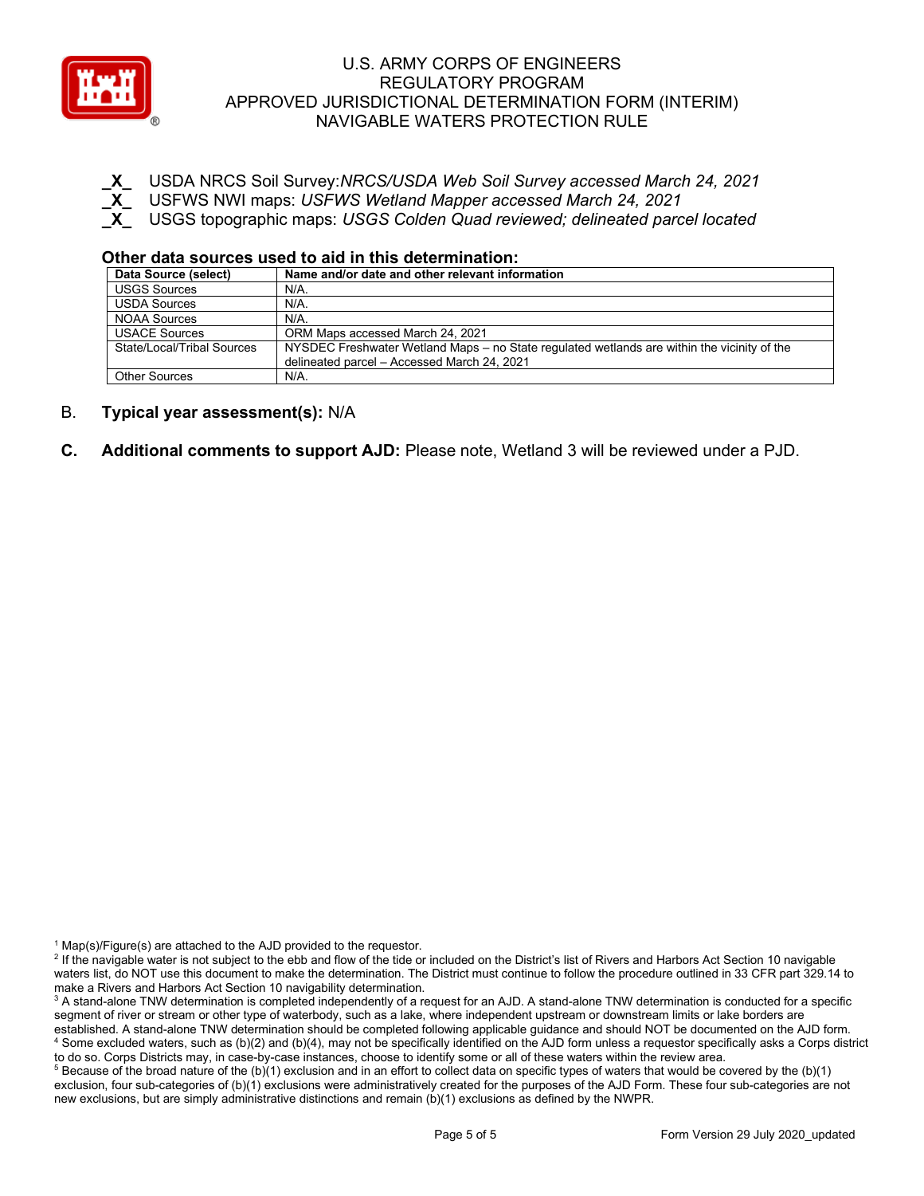_X_ USDA NRCS Soil Survey: *NRCS/USDA Web Soil Survey accessed March 24, 2021*
_X_ USFWS NWI maps: *USFWS Wetland Mapper accessed March 24, 2021*
_X_ USGS topographic maps: *USGS Colden Quad reviewed; delineated parcel located*

**Other data sources used to aid in this determination:**

| Data Source (select) | Name and/or date and other relevant information |
|---|---|
| USGS Sources | N/A. |
| USDA Sources | N/A. |
| NOAA Sources | N/A. |
| USACE Sources | ORM Maps accessed March 24, 2021 |
| State/Local/Tribal Sources | NYSDEC Freshwater Wetland Maps – no State regulated wetlands are within the vicinity of the delineated parcel – Accessed March 24, 2021 |
| Other Sources | N/A. |

B. **Typical year assessment(s):** N/A

C. **Additional comments to support AJD:** Please note, Wetland 3 will be reviewed under a PJD.

[1] Map(s)/Figure(s) are attached to the AJD provided to the requestor.
[2] If the navigable water is not subject to the ebb and flow of the tide or included on the District's list of Rivers and Harbors Act Section 10 navigable waters list, do NOT use this document to make the determination. The District must continue to follow the procedure outlined in 33 CFR part 329.14 to make a Rivers and Harbors Act Section 10 navigability determination.
[3] A stand-alone TNW determination is completed independently of a request for an AJD. A stand-alone TNW determination is conducted for a specific segment of river or stream or other type of waterbody, such as a lake, where independent upstream or downstream limits or lake borders are established. A stand-alone TNW determination should be completed following applicable guidance and should NOT be documented on the AJD form.
[4] Some excluded waters, such as (b)(2) and (b)(4), may not be specifically identified on the AJD form unless a requestor specifically asks a Corps district to do so. Corps Districts may, in case-by-case instances, choose to identify some or all of these waters within the review area.
[5] Because of the broad nature of the (b)(1) exclusion and in an effort to collect data on specific types of waters that would be covered by the (b)(1) exclusion, four sub-categories of (b)(1) exclusions were administratively created for the purposes of the AJD Form. These four sub-categories are not new exclusions, but are simply administrative distinctions and remain (b)(1) exclusions as defined by the NWPR.